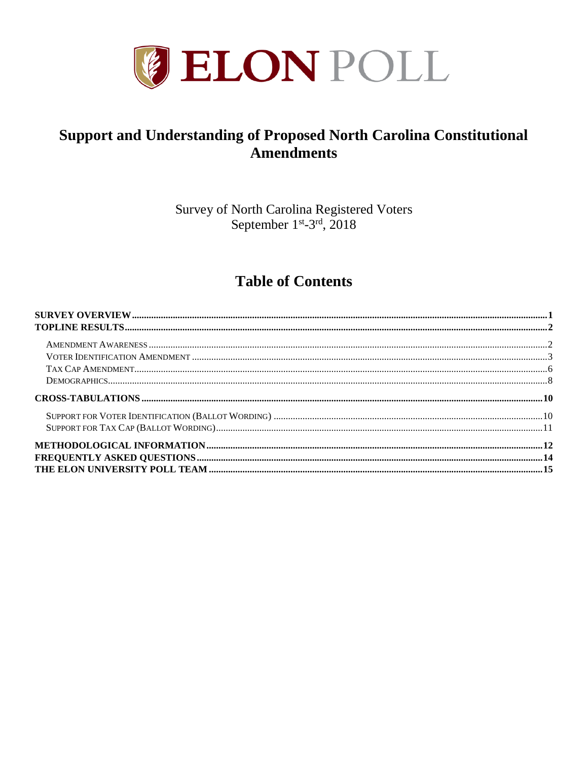# ELON POLL

## Support and Understanding of Proposed North Carolina Constitutional Amendments

Survey of North Carolina Registered Voters
September 1st-3rd, 2018

## Table of Contents

**SURVEY OVERVIEW** .......... **1**

**TOPLINE RESULTS** .......... **2**

- AMENDMENT AWARENESS .......... 2
- VOTER IDENTIFICATION AMENDMENT .......... 3
- TAX CAP AMENDMENT .......... 6
- DEMOGRAPHICS .......... 8

**CROSS-TABULATIONS** .......... **10**

- SUPPORT FOR VOTER IDENTIFICATION (BALLOT WORDING) .......... 10
- SUPPORT FOR TAX CAP (BALLOT WORDING) .......... 11

**METHODOLOGICAL INFORMATION** .......... **12**

**FREQUENTLY ASKED QUESTIONS** .......... **14**

**THE ELON UNIVERSITY POLL TEAM** .......... **15**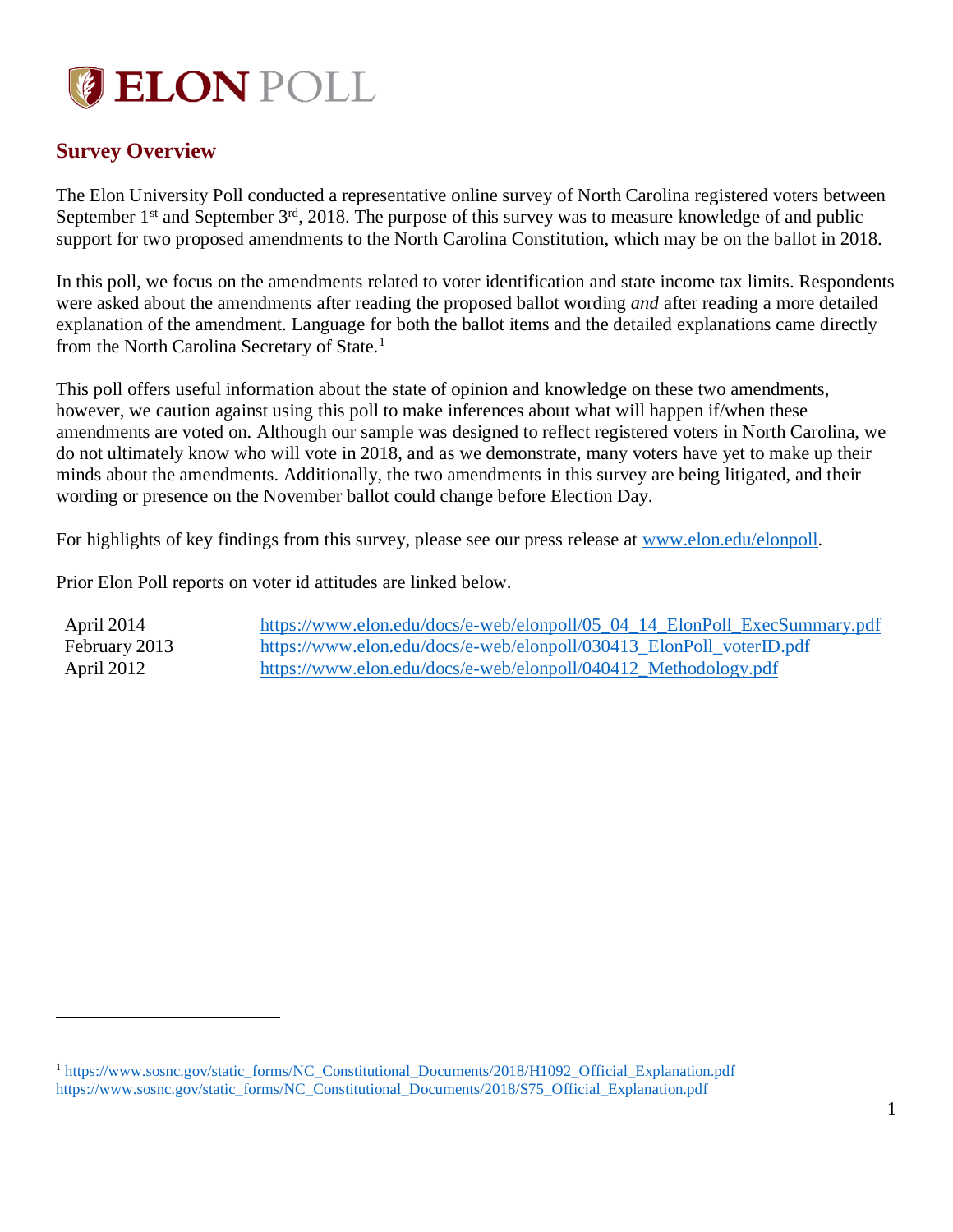# ELON POLL

## Survey Overview

The Elon University Poll conducted a representative online survey of North Carolina registered voters between September 1st and September 3rd, 2018. The purpose of this survey was to measure knowledge of and public support for two proposed amendments to the North Carolina Constitution, which may be on the ballot in 2018.

In this poll, we focus on the amendments related to voter identification and state income tax limits. Respondents were asked about the amendments after reading the proposed ballot wording *and* after reading a more detailed explanation of the amendment. Language for both the ballot items and the detailed explanations came directly from the North Carolina Secretary of State.[1]

This poll offers useful information about the state of opinion and knowledge on these two amendments, however, we caution against using this poll to make inferences about what will happen if/when these amendments are voted on. Although our sample was designed to reflect registered voters in North Carolina, we do not ultimately know who will vote in 2018, and as we demonstrate, many voters have yet to make up their minds about the amendments. Additionally, the two amendments in this survey are being litigated, and their wording or presence on the November ballot could change before Election Day.

For highlights of key findings from this survey, please see our press release at www.elon.edu/elonpoll.

Prior Elon Poll reports on voter id attitudes are linked below.

| | |
|---|---|
| April 2014 | https://www.elon.edu/docs/e-web/elonpoll/05_04_14_ElonPoll_ExecSummary.pdf |
| February 2013 | https://www.elon.edu/docs/e-web/elonpoll/030413_ElonPoll_voterID.pdf |
| April 2012 | https://www.elon.edu/docs/e-web/elonpoll/040412_Methodology.pdf |

[1] https://www.sosnc.gov/static_forms/NC_Constitutional_Documents/2018/H1092_Official_Explanation.pdf
https://www.sosnc.gov/static_forms/NC_Constitutional_Documents/2018/S75_Official_Explanation.pdf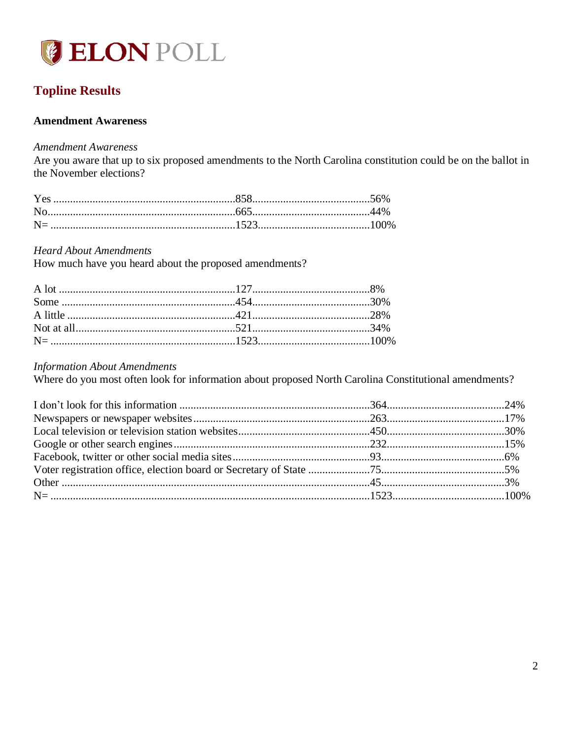# ELON POLL

## Topline Results

### Amendment Awareness

*Amendment Awareness*

Are you aware that up to six proposed amendments to the North Carolina constitution could be on the ballot in the November elections?

| Response | Count | Percent |
|---|---|---|
| Yes | 858 | 56% |
| No | 665 | 44% |
| N= | 1523 | 100% |

*Heard About Amendments*

How much have you heard about the proposed amendments?

| Response | Count | Percent |
|---|---|---|
| A lot | 127 | 8% |
| Some | 454 | 30% |
| A little | 421 | 28% |
| Not at all | 521 | 34% |
| N= | 1523 | 100% |

*Information About Amendments*

Where do you most often look for information about proposed North Carolina Constitutional amendments?

| Response | Count | Percent |
|---|---|---|
| I don't look for this information | 364 | 24% |
| Newspapers or newspaper websites | 263 | 17% |
| Local television or television station websites | 450 | 30% |
| Google or other search engines | 232 | 15% |
| Facebook, twitter or other social media sites | 93 | 6% |
| Voter registration office, election board or Secretary of State | 75 | 5% |
| Other | 45 | 3% |
| N= | 1523 | 100% |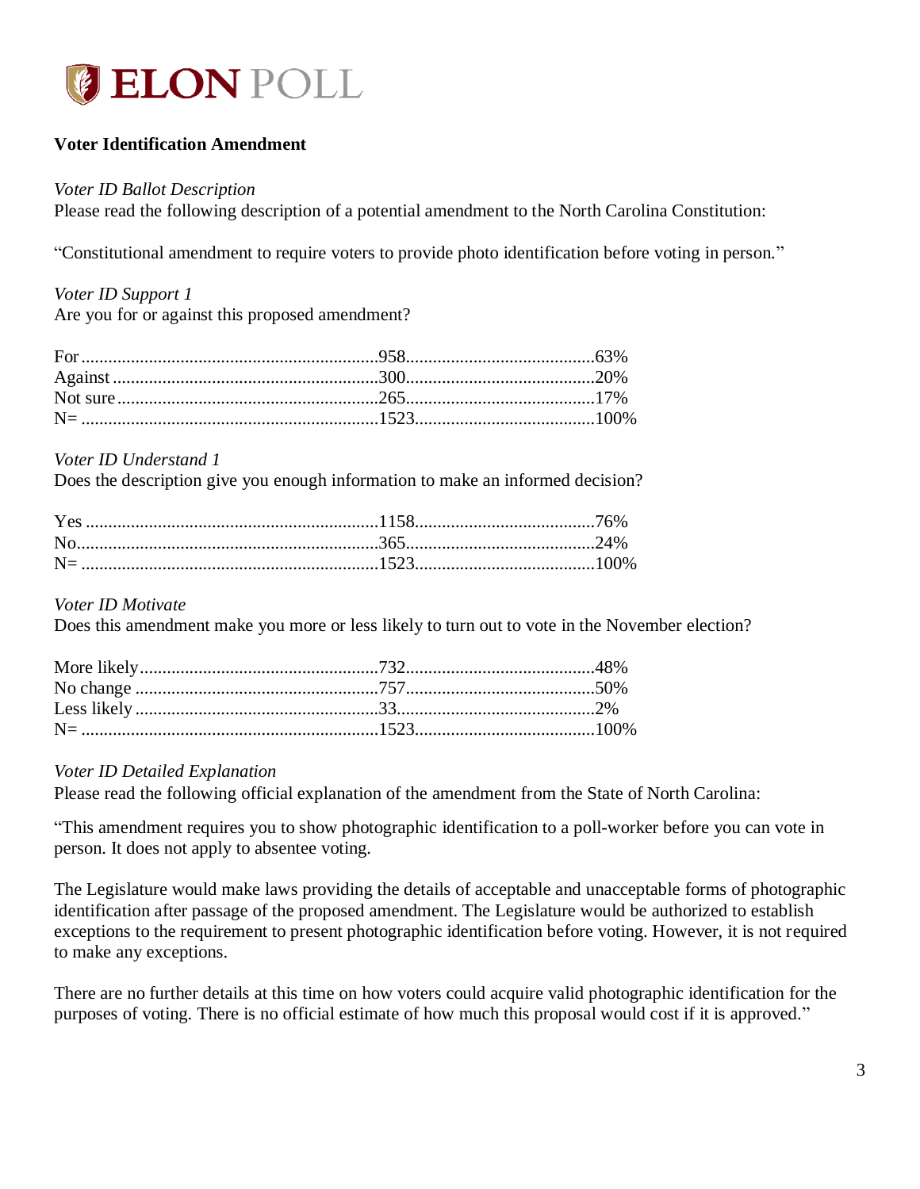**Voter Identification Amendment**

*Voter ID Ballot Description*

Please read the following description of a potential amendment to the North Carolina Constitution:

"Constitutional amendment to require voters to provide photo identification before voting in person."

*Voter ID Support 1*

Are you for or against this proposed amendment?

| | | |
|---|---|---|
| For | 958 | 63% |
| Against | 300 | 20% |
| Not sure | 265 | 17% |
| N= | 1523 | 100% |

*Voter ID Understand 1*

Does the description give you enough information to make an informed decision?

| | | |
|---|---|---|
| Yes | 1158 | 76% |
| No | 365 | 24% |
| N= | 1523 | 100% |

*Voter ID Motivate*

Does this amendment make you more or less likely to turn out to vote in the November election?

| | | |
|---|---|---|
| More likely | 732 | 48% |
| No change | 757 | 50% |
| Less likely | 33 | 2% |
| N= | 1523 | 100% |

*Voter ID Detailed Explanation*

Please read the following official explanation of the amendment from the State of North Carolina:

"This amendment requires you to show photographic identification to a poll-worker before you can vote in person. It does not apply to absentee voting.

The Legislature would make laws providing the details of acceptable and unacceptable forms of photographic identification after passage of the proposed amendment. The Legislature would be authorized to establish exceptions to the requirement to present photographic identification before voting. However, it is not required to make any exceptions.

There are no further details at this time on how voters could acquire valid photographic identification for the purposes of voting. There is no official estimate of how much this proposal would cost if it is approved."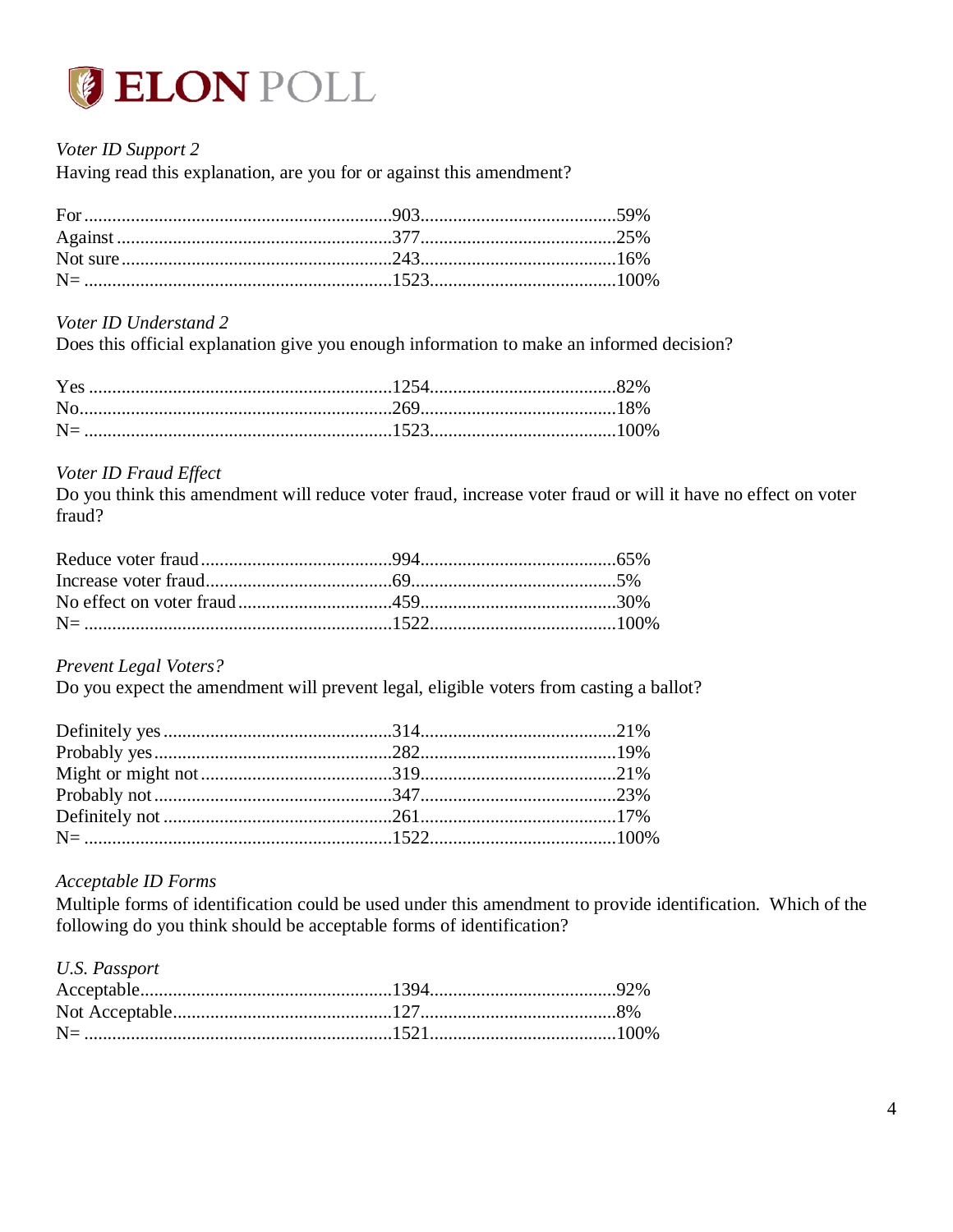*Voter ID Support 2*
Having read this explanation, are you for or against this amendment?

| | | |
|---|---|---|
| For | 903 | 59% |
| Against | 377 | 25% |
| Not sure | 243 | 16% |
| N= | 1523 | 100% |

*Voter ID Understand 2*
Does this official explanation give you enough information to make an informed decision?

| | | |
|---|---|---|
| Yes | 1254 | 82% |
| No | 269 | 18% |
| N= | 1523 | 100% |

*Voter ID Fraud Effect*
Do you think this amendment will reduce voter fraud, increase voter fraud or will it have no effect on voter fraud?

| | | |
|---|---|---|
| Reduce voter fraud | 994 | 65% |
| Increase voter fraud | 69 | 5% |
| No effect on voter fraud | 459 | 30% |
| N= | 1522 | 100% |

*Prevent Legal Voters?*
Do you expect the amendment will prevent legal, eligible voters from casting a ballot?

| | | |
|---|---|---|
| Definitely yes | 314 | 21% |
| Probably yes | 282 | 19% |
| Might or might not | 319 | 21% |
| Probably not | 347 | 23% |
| Definitely not | 261 | 17% |
| N= | 1522 | 100% |

*Acceptable ID Forms*
Multiple forms of identification could be used under this amendment to provide identification. Which of the following do you think should be acceptable forms of identification?

*U.S. Passport*

| | | |
|---|---|---|
| Acceptable | 1394 | 92% |
| Not Acceptable | 127 | 8% |
| N= | 1521 | 100% |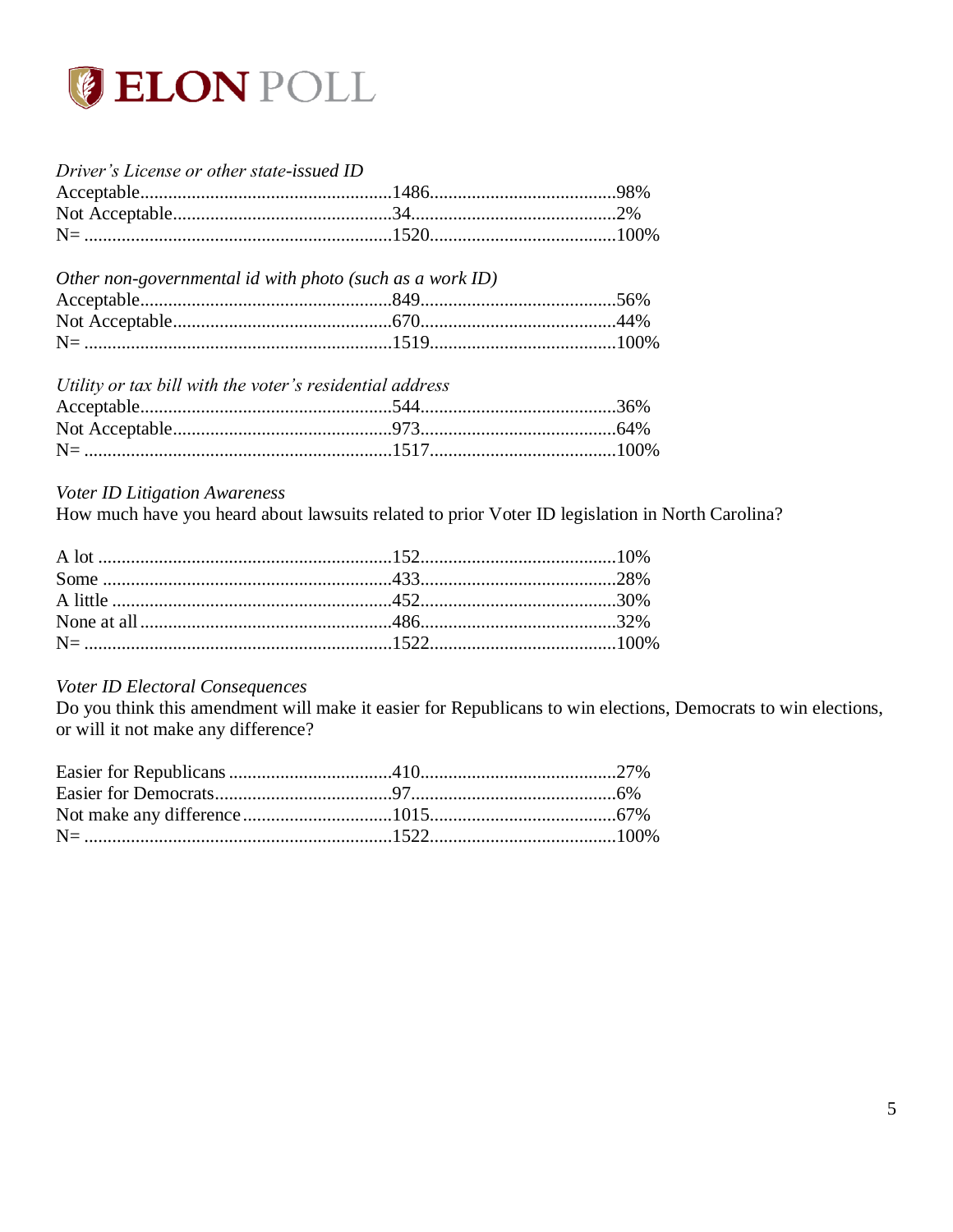*Driver's License or other state-issued ID*

| | | |
|---|---|---|
| Acceptable | 1486 | 98% |
| Not Acceptable | 34 | 2% |
| N= | 1520 | 100% |

*Other non-governmental id with photo (such as a work ID)*

| | | |
|---|---|---|
| Acceptable | 849 | 56% |
| Not Acceptable | 670 | 44% |
| N= | 1519 | 100% |

*Utility or tax bill with the voter's residential address*

| | | |
|---|---|---|
| Acceptable | 544 | 36% |
| Not Acceptable | 973 | 64% |
| N= | 1517 | 100% |

*Voter ID Litigation Awareness*

How much have you heard about lawsuits related to prior Voter ID legislation in North Carolina?

| | | |
|---|---|---|
| A lot | 152 | 10% |
| Some | 433 | 28% |
| A little | 452 | 30% |
| None at all | 486 | 32% |
| N= | 1522 | 100% |

*Voter ID Electoral Consequences*

Do you think this amendment will make it easier for Republicans to win elections, Democrats to win elections, or will it not make any difference?

| | | |
|---|---|---|
| Easier for Republicans | 410 | 27% |
| Easier for Democrats | 97 | 6% |
| Not make any difference | 1015 | 67% |
| N= | 1522 | 100% |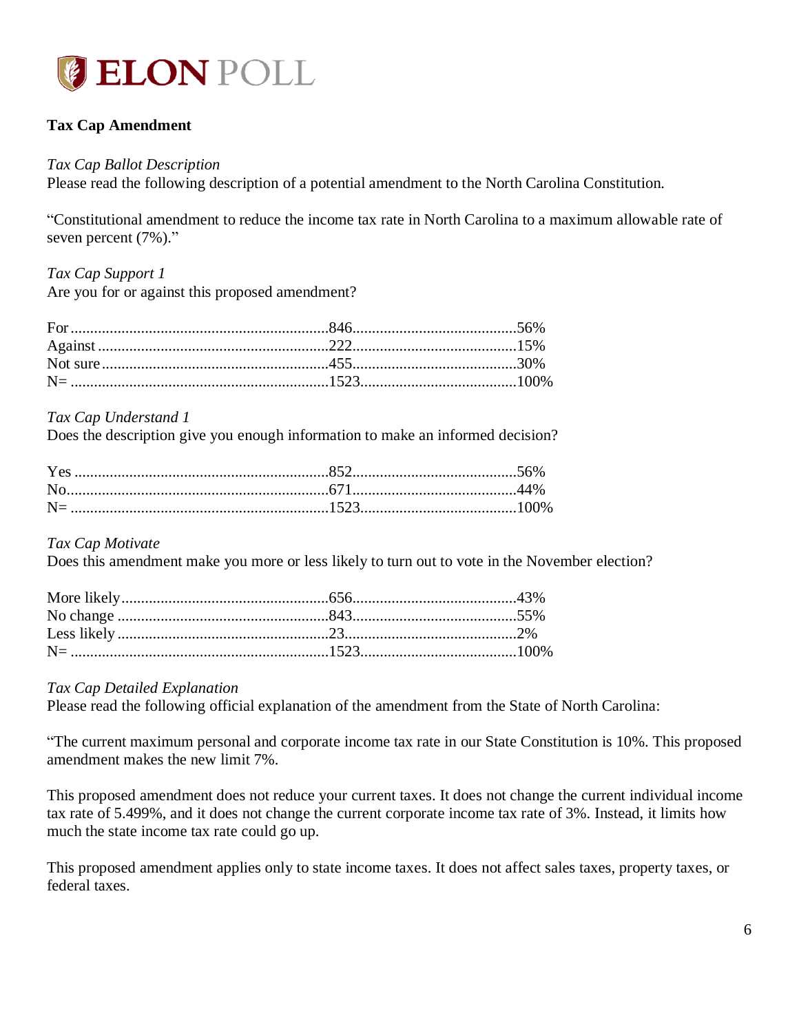## Tax Cap Amendment

*Tax Cap Ballot Description*
Please read the following description of a potential amendment to the North Carolina Constitution.

"Constitutional amendment to reduce the income tax rate in North Carolina to a maximum allowable rate of seven percent (7%)."

*Tax Cap Support 1*
Are you for or against this proposed amendment?

| | | |
|---|---|---|
| For | 846 | 56% |
| Against | 222 | 15% |
| Not sure | 455 | 30% |
| N= | 1523 | 100% |

*Tax Cap Understand 1*
Does the description give you enough information to make an informed decision?

| | | |
|---|---|---|
| Yes | 852 | 56% |
| No | 671 | 44% |
| N= | 1523 | 100% |

*Tax Cap Motivate*
Does this amendment make you more or less likely to turn out to vote in the November election?

| | | |
|---|---|---|
| More likely | 656 | 43% |
| No change | 843 | 55% |
| Less likely | 23 | 2% |
| N= | 1523 | 100% |

*Tax Cap Detailed Explanation*
Please read the following official explanation of the amendment from the State of North Carolina:

"The current maximum personal and corporate income tax rate in our State Constitution is 10%. This proposed amendment makes the new limit 7%.

This proposed amendment does not reduce your current taxes. It does not change the current individual income tax rate of 5.499%, and it does not change the current corporate income tax rate of 3%. Instead, it limits how much the state income tax rate could go up.

This proposed amendment applies only to state income taxes. It does not affect sales taxes, property taxes, or federal taxes.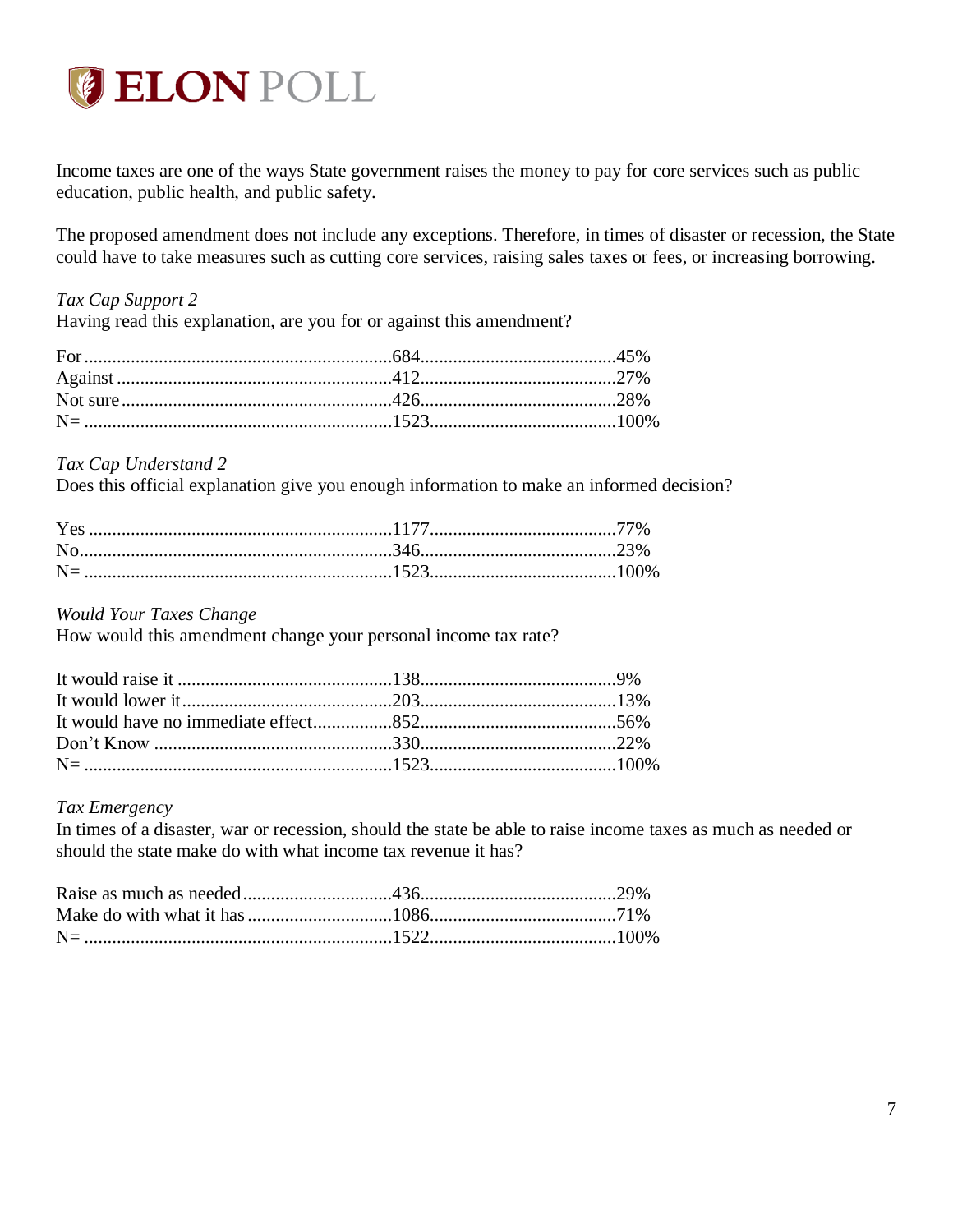Income taxes are one of the ways State government raises the money to pay for core services such as public education, public health, and public safety.

The proposed amendment does not include any exceptions. Therefore, in times of disaster or recession, the State could have to take measures such as cutting core services, raising sales taxes or fees, or increasing borrowing.

*Tax Cap Support 2*
Having read this explanation, are you for or against this amendment?

| | | |
|---|---|---|
| For | 684 | 45% |
| Against | 412 | 27% |
| Not sure | 426 | 28% |
| N= | 1523 | 100% |

*Tax Cap Understand 2*
Does this official explanation give you enough information to make an informed decision?

| | | |
|---|---|---|
| Yes | 1177 | 77% |
| No | 346 | 23% |
| N= | 1523 | 100% |

*Would Your Taxes Change*
How would this amendment change your personal income tax rate?

| | | |
|---|---|---|
| It would raise it | 138 | 9% |
| It would lower it | 203 | 13% |
| It would have no immediate effect | 852 | 56% |
| Don't Know | 330 | 22% |
| N= | 1523 | 100% |

*Tax Emergency*
In times of a disaster, war or recession, should the state be able to raise income taxes as much as needed or should the state make do with what income tax revenue it has?

| | | |
|---|---|---|
| Raise as much as needed | 436 | 29% |
| Make do with what it has | 1086 | 71% |
| N= | 1522 | 100% |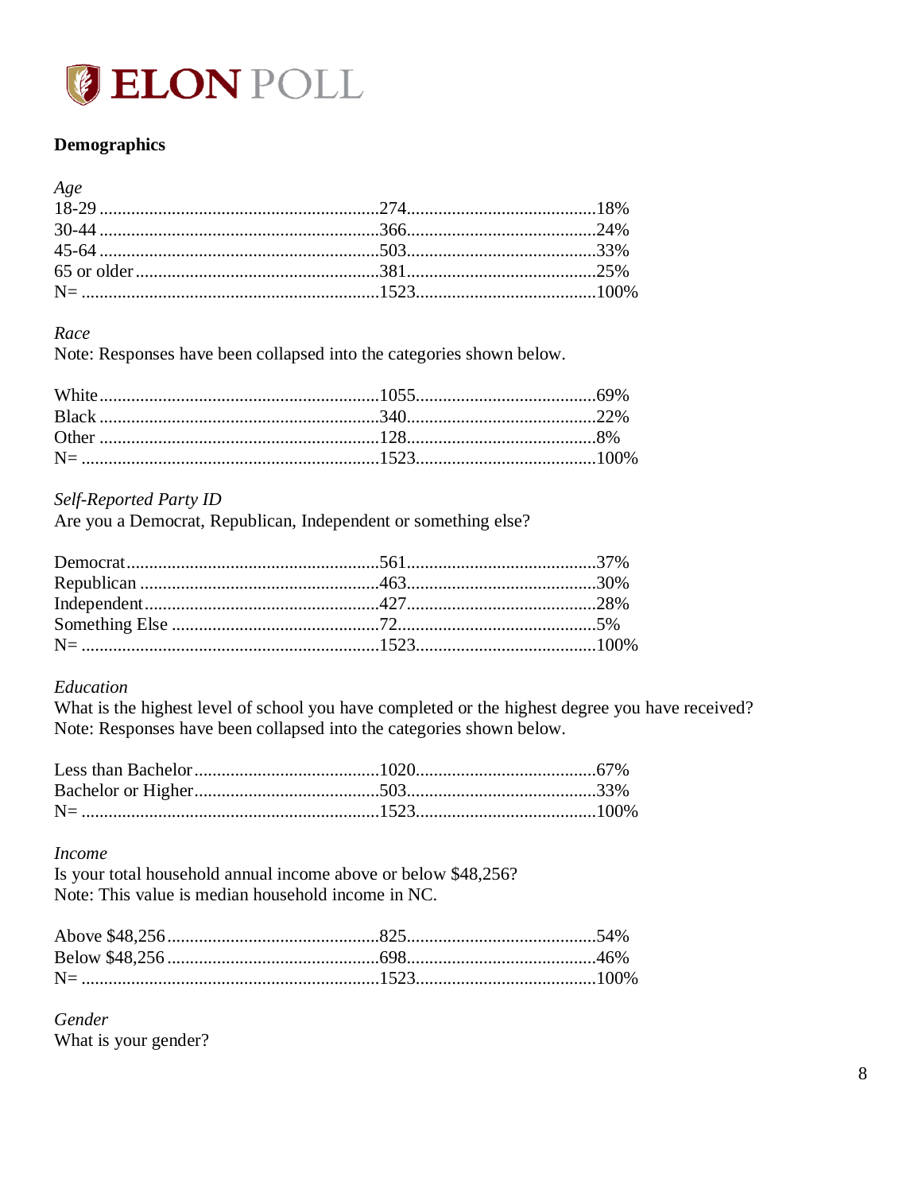## Demographics

*Age*

| | | |
|---|---|---|
| 18-29 | 274 | 18% |
| 30-44 | 366 | 24% |
| 45-64 | 503 | 33% |
| 65 or older | 381 | 25% |
| N= | 1523 | 100% |

*Race*

Note: Responses have been collapsed into the categories shown below.

| | | |
|---|---|---|
| White | 1055 | 69% |
| Black | 340 | 22% |
| Other | 128 | 8% |
| N= | 1523 | 100% |

*Self-Reported Party ID*

Are you a Democrat, Republican, Independent or something else?

| | | |
|---|---|---|
| Democrat | 561 | 37% |
| Republican | 463 | 30% |
| Independent | 427 | 28% |
| Something Else | 72 | 5% |
| N= | 1523 | 100% |

*Education*

What is the highest level of school you have completed or the highest degree you have received?

Note: Responses have been collapsed into the categories shown below.

| | | |
|---|---|---|
| Less than Bachelor | 1020 | 67% |
| Bachelor or Higher | 503 | 33% |
| N= | 1523 | 100% |

*Income*

Is your total household annual income above or below $48,256?

Note: This value is median household income in NC.

| | | |
|---|---|---|
| Above $48,256 | 825 | 54% |
| Below $48,256 | 698 | 46% |
| N= | 1523 | 100% |

*Gender*

What is your gender?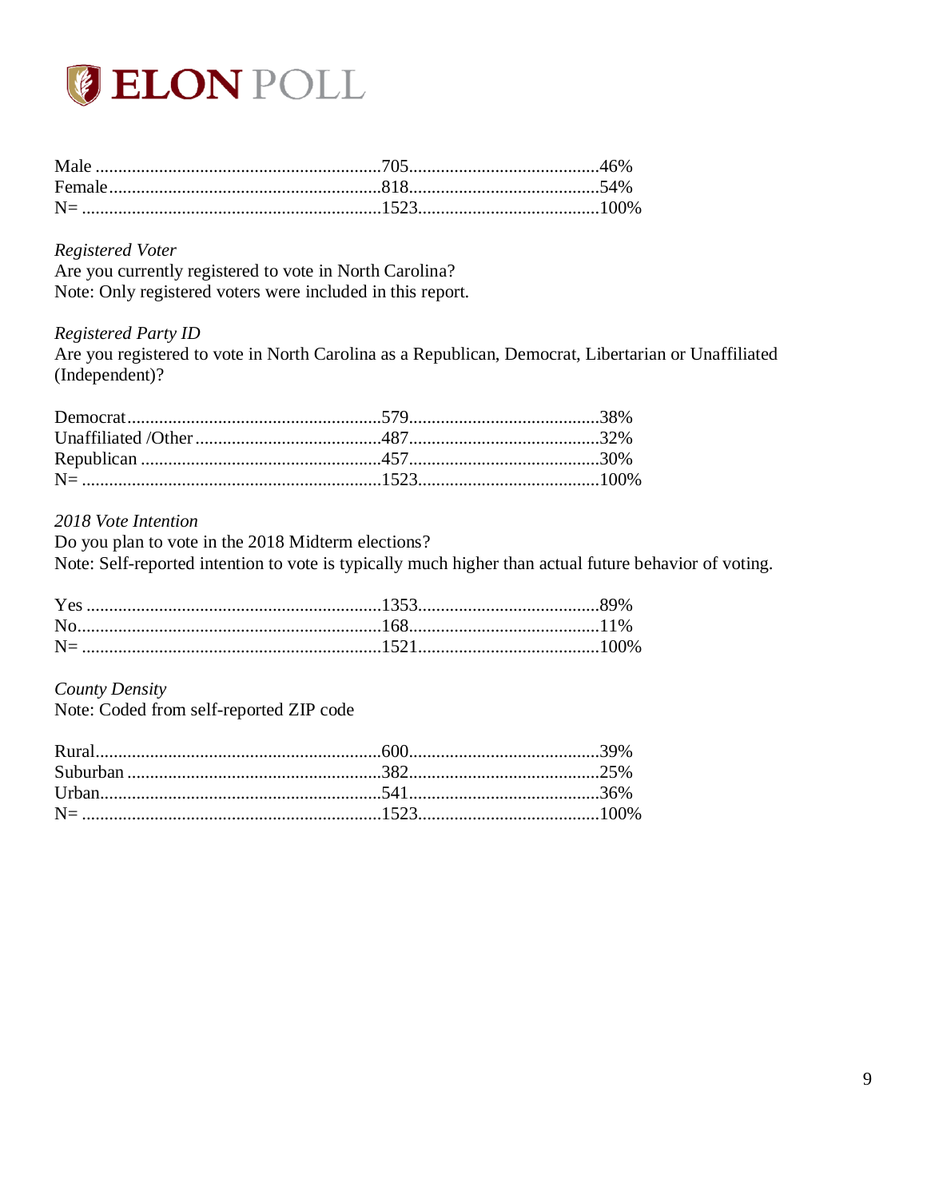| | | |
|---|---|---|
| Male | 705 | 46% |
| Female | 818 | 54% |
| N= | 1523 | 100% |

*Registered Voter*
Are you currently registered to vote in North Carolina?
Note: Only registered voters were included in this report.

*Registered Party ID*
Are you registered to vote in North Carolina as a Republican, Democrat, Libertarian or Unaffiliated (Independent)?

| | | |
|---|---|---|
| Democrat | 579 | 38% |
| Unaffiliated /Other | 487 | 32% |
| Republican | 457 | 30% |
| N= | 1523 | 100% |

*2018 Vote Intention*
Do you plan to vote in the 2018 Midterm elections?
Note: Self-reported intention to vote is typically much higher than actual future behavior of voting.

| | | |
|---|---|---|
| Yes | 1353 | 89% |
| No | 168 | 11% |
| N= | 1521 | 100% |

*County Density*
Note: Coded from self-reported ZIP code

| | | |
|---|---|---|
| Rural | 600 | 39% |
| Suburban | 382 | 25% |
| Urban | 541 | 36% |
| N= | 1523 | 100% |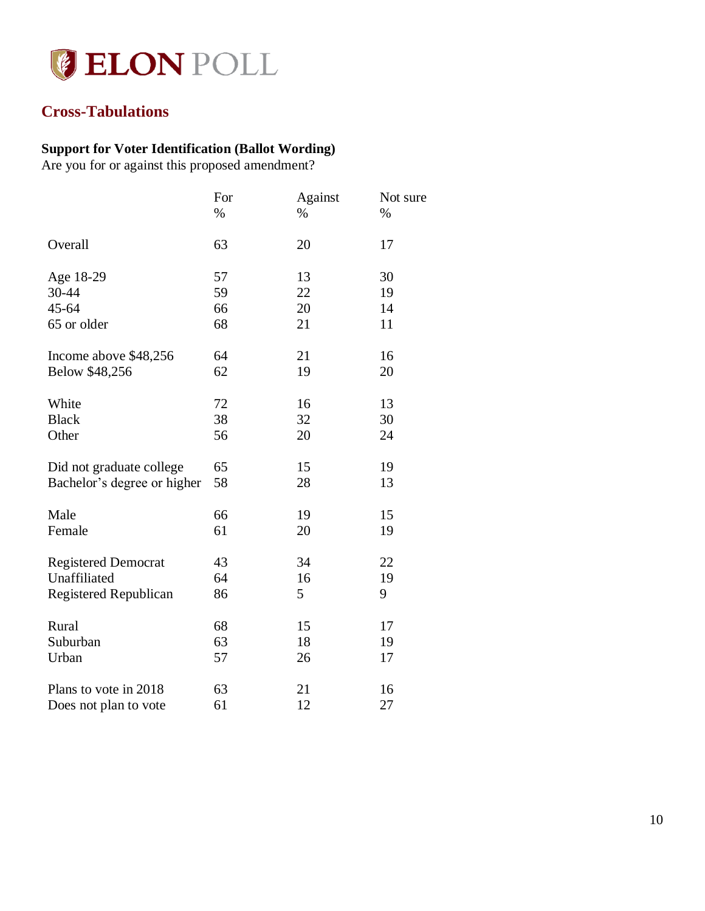**ELON POLL**

## Cross-Tabulations

### Support for Voter Identification (Ballot Wording)

Are you for or against this proposed amendment?

| | For % | Against % | Not sure % |
|---|---|---|---|
| Overall | 63 | 20 | 17 |
| Age 18-29 | 57 | 13 | 30 |
| 30-44 | 59 | 22 | 19 |
| 45-64 | 66 | 20 | 14 |
| 65 or older | 68 | 21 | 11 |
| Income above $48,256 | 64 | 21 | 16 |
| Below $48,256 | 62 | 19 | 20 |
| White | 72 | 16 | 13 |
| Black | 38 | 32 | 30 |
| Other | 56 | 20 | 24 |
| Did not graduate college | 65 | 15 | 19 |
| Bachelor's degree or higher | 58 | 28 | 13 |
| Male | 66 | 19 | 15 |
| Female | 61 | 20 | 19 |
| Registered Democrat | 43 | 34 | 22 |
| Unaffiliated | 64 | 16 | 19 |
| Registered Republican | 86 | 5 | 9 |
| Rural | 68 | 15 | 17 |
| Suburban | 63 | 18 | 19 |
| Urban | 57 | 26 | 17 |
| Plans to vote in 2018 | 63 | 21 | 16 |
| Does not plan to vote | 61 | 12 | 27 |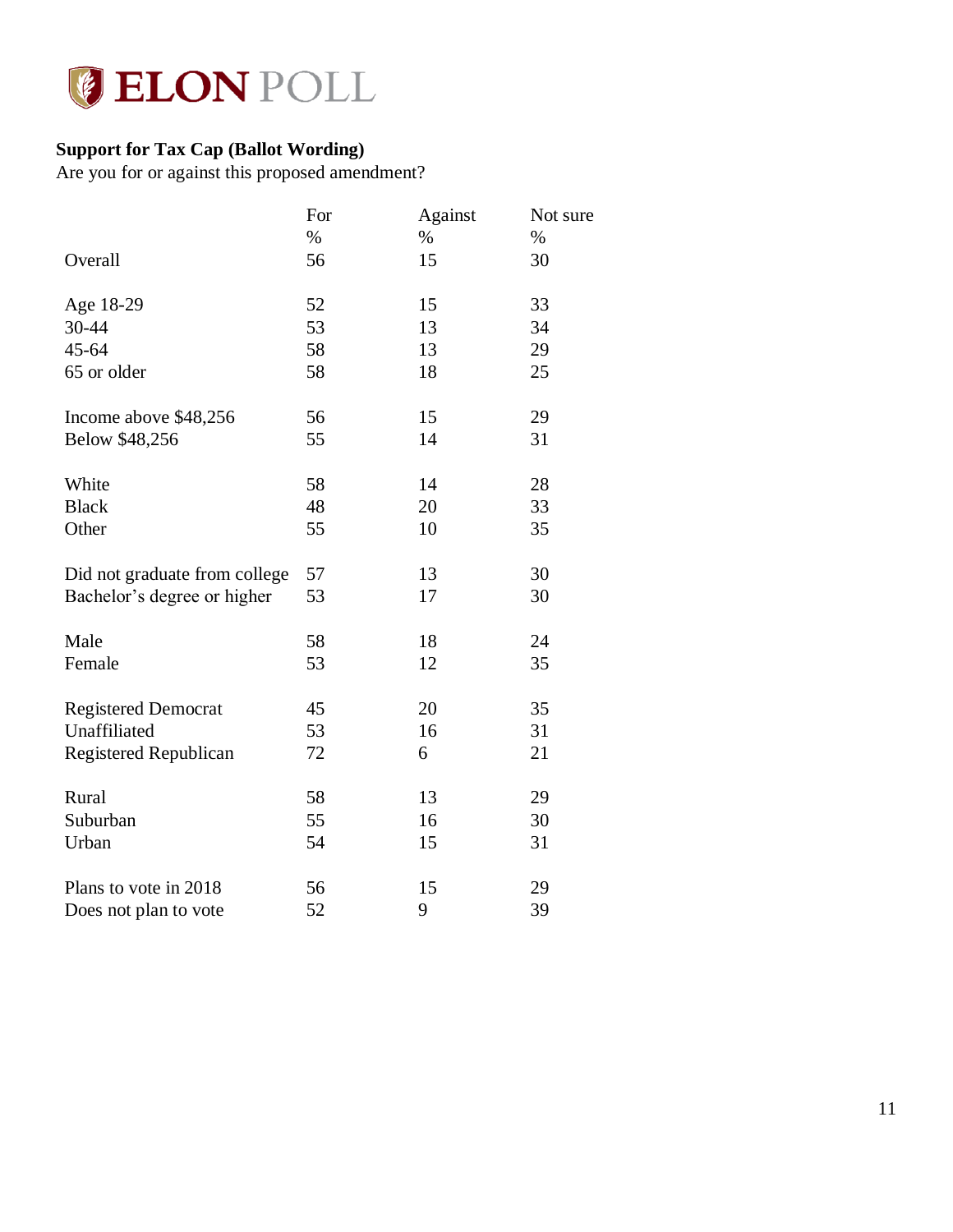**Support for Tax Cap (Ballot Wording)**
Are you for or against this proposed amendment?

| | For | Against | Not sure |
|---|---|---|---|
| | % | % | % |
| Overall | 56 | 15 | 30 |
| | | | |
| Age 18-29 | 52 | 15 | 33 |
| 30-44 | 53 | 13 | 34 |
| 45-64 | 58 | 13 | 29 |
| 65 or older | 58 | 18 | 25 |
| | | | |
| Income above $48,256 | 56 | 15 | 29 |
| Below $48,256 | 55 | 14 | 31 |
| | | | |
| White | 58 | 14 | 28 |
| Black | 48 | 20 | 33 |
| Other | 55 | 10 | 35 |
| | | | |
| Did not graduate from college | 57 | 13 | 30 |
| Bachelor's degree or higher | 53 | 17 | 30 |
| | | | |
| Male | 58 | 18 | 24 |
| Female | 53 | 12 | 35 |
| | | | |
| Registered Democrat | 45 | 20 | 35 |
| Unaffiliated | 53 | 16 | 31 |
| Registered Republican | 72 | 6 | 21 |
| | | | |
| Rural | 58 | 13 | 29 |
| Suburban | 55 | 16 | 30 |
| Urban | 54 | 15 | 31 |
| | | | |
| Plans to vote in 2018 | 56 | 15 | 29 |
| Does not plan to vote | 52 | 9 | 39 |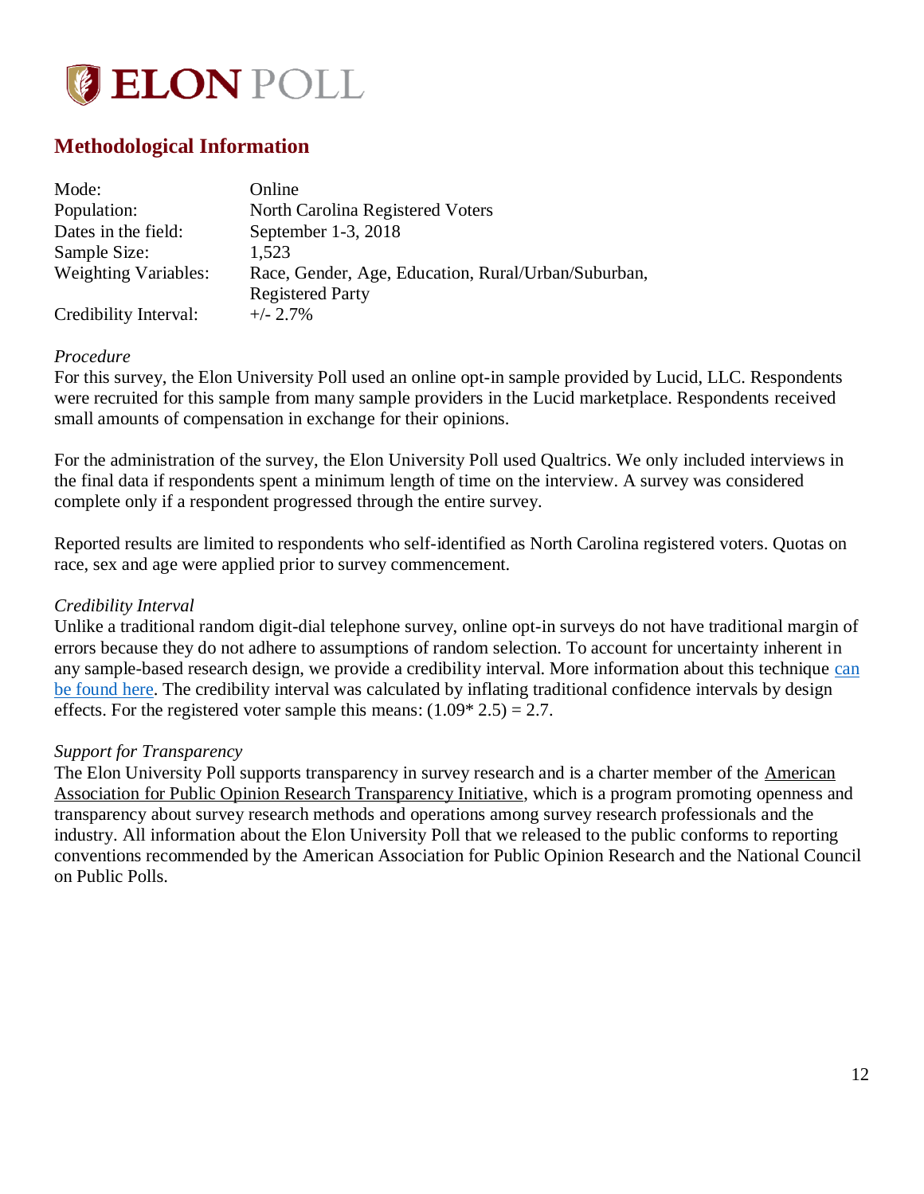# ELON POLL

## Methodological Information

| | |
|---|---|
| Mode: | Online |
| Population: | North Carolina Registered Voters |
| Dates in the field: | September 1-3, 2018 |
| Sample Size: | 1,523 |
| Weighting Variables: | Race, Gender, Age, Education, Rural/Urban/Suburban, Registered Party |
| Credibility Interval: | +/- 2.7% |

*Procedure*

For this survey, the Elon University Poll used an online opt-in sample provided by Lucid, LLC. Respondents were recruited for this sample from many sample providers in the Lucid marketplace. Respondents received small amounts of compensation in exchange for their opinions.

For the administration of the survey, the Elon University Poll used Qualtrics. We only included interviews in the final data if respondents spent a minimum length of time on the interview. A survey was considered complete only if a respondent progressed through the entire survey.

Reported results are limited to respondents who self-identified as North Carolina registered voters. Quotas on race, sex and age were applied prior to survey commencement.

*Credibility Interval*

Unlike a traditional random digit-dial telephone survey, online opt-in surveys do not have traditional margin of errors because they do not adhere to assumptions of random selection. To account for uncertainty inherent in any sample-based research design, we provide a credibility interval. More information about this technique can be found here. The credibility interval was calculated by inflating traditional confidence intervals by design effects. For the registered voter sample this means: (1.09* 2.5) = 2.7.

*Support for Transparency*

The Elon University Poll supports transparency in survey research and is a charter member of the American Association for Public Opinion Research Transparency Initiative, which is a program promoting openness and transparency about survey research methods and operations among survey research professionals and the industry. All information about the Elon University Poll that we released to the public conforms to reporting conventions recommended by the American Association for Public Opinion Research and the National Council on Public Polls.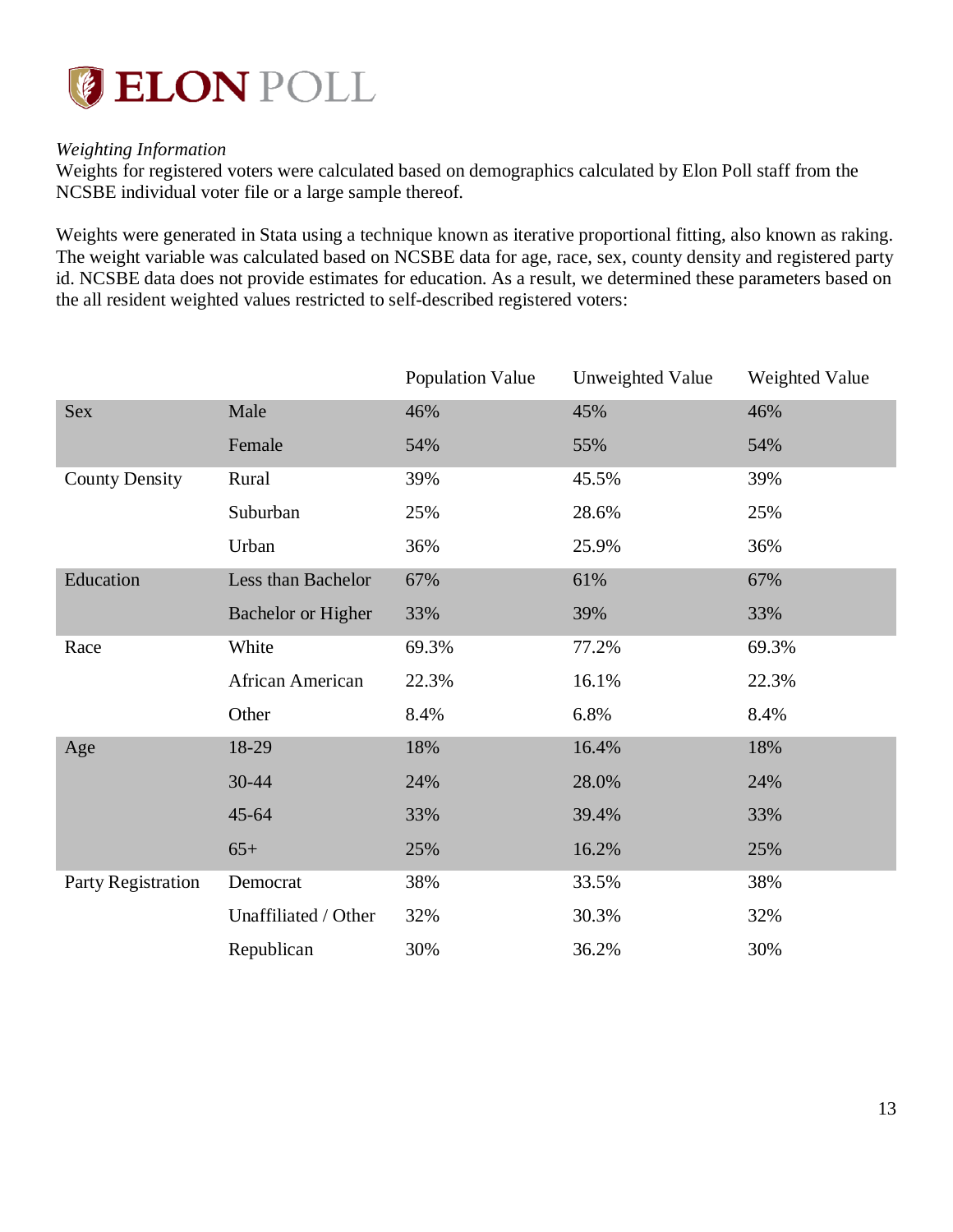*Weighting Information*

Weights for registered voters were calculated based on demographics calculated by Elon Poll staff from the NCSBE individual voter file or a large sample thereof.

Weights were generated in Stata using a technique known as iterative proportional fitting, also known as raking. The weight variable was calculated based on NCSBE data for age, race, sex, county density and registered party id. NCSBE data does not provide estimates for education. As a result, we determined these parameters based on the all resident weighted values restricted to self-described registered voters:

| | | Population Value | Unweighted Value | Weighted Value |
|---|---|---|---|---|
| Sex | Male | 46% | 45% | 46% |
| | Female | 54% | 55% | 54% |
| County Density | Rural | 39% | 45.5% | 39% |
| | Suburban | 25% | 28.6% | 25% |
| | Urban | 36% | 25.9% | 36% |
| Education | Less than Bachelor | 67% | 61% | 67% |
| | Bachelor or Higher | 33% | 39% | 33% |
| Race | White | 69.3% | 77.2% | 69.3% |
| | African American | 22.3% | 16.1% | 22.3% |
| | Other | 8.4% | 6.8% | 8.4% |
| Age | 18-29 | 18% | 16.4% | 18% |
| | 30-44 | 24% | 28.0% | 24% |
| | 45-64 | 33% | 39.4% | 33% |
| | 65+ | 25% | 16.2% | 25% |
| Party Registration | Democrat | 38% | 33.5% | 38% |
| | Unaffiliated / Other | 32% | 30.3% | 32% |
| | Republican | 30% | 36.2% | 30% |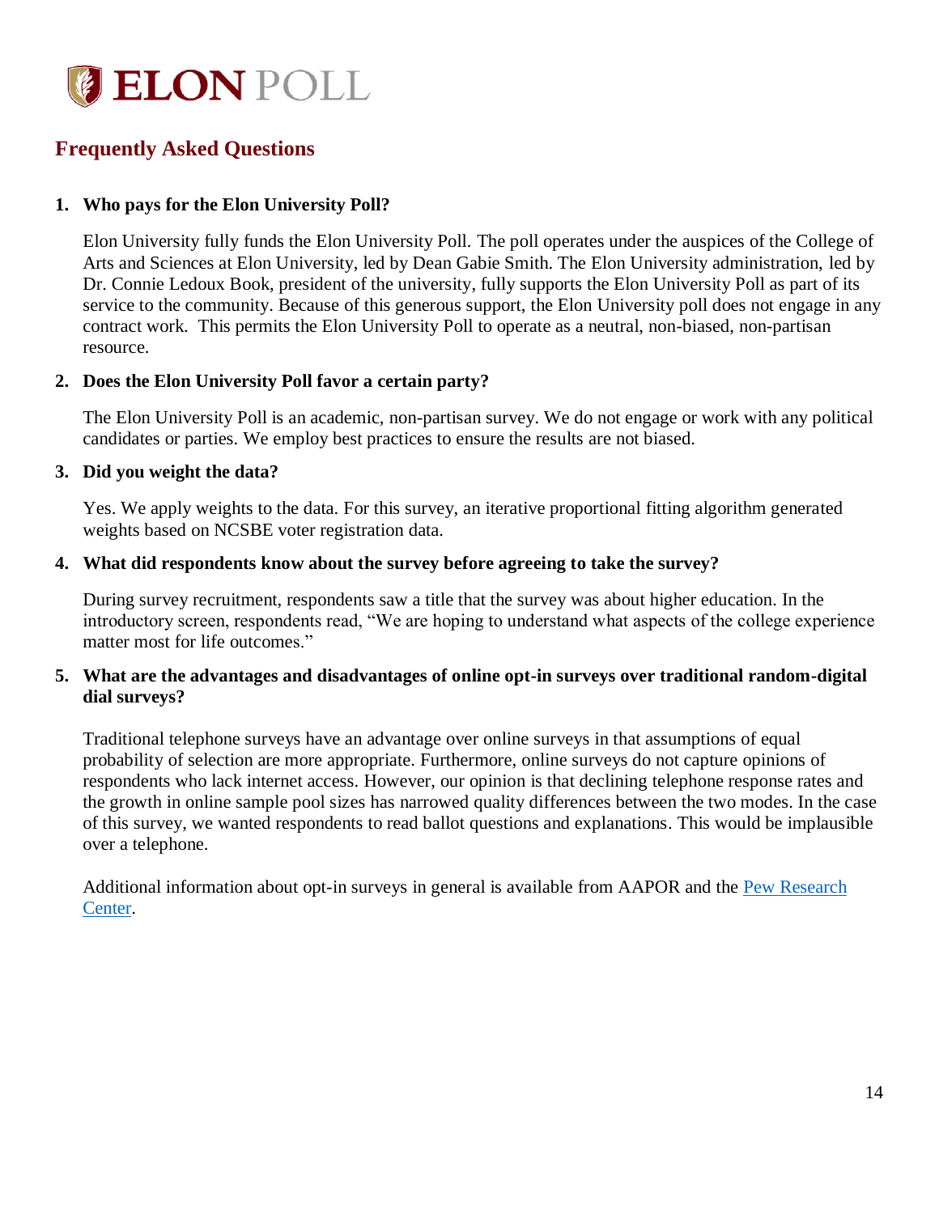**ELON POLL**

## Frequently Asked Questions

1. **Who pays for the Elon University Poll?**

   Elon University fully funds the Elon University Poll. The poll operates under the auspices of the College of Arts and Sciences at Elon University, led by Dean Gabie Smith. The Elon University administration, led by Dr. Connie Ledoux Book, president of the university, fully supports the Elon University Poll as part of its service to the community. Because of this generous support, the Elon University poll does not engage in any contract work. This permits the Elon University Poll to operate as a neutral, non-biased, non-partisan resource.

2. **Does the Elon University Poll favor a certain party?**

   The Elon University Poll is an academic, non-partisan survey. We do not engage or work with any political candidates or parties. We employ best practices to ensure the results are not biased.

3. **Did you weight the data?**

   Yes. We apply weights to the data. For this survey, an iterative proportional fitting algorithm generated weights based on NCSBE voter registration data.

4. **What did respondents know about the survey before agreeing to take the survey?**

   During survey recruitment, respondents saw a title that the survey was about higher education. In the introductory screen, respondents read, "We are hoping to understand what aspects of the college experience matter most for life outcomes."

5. **What are the advantages and disadvantages of online opt-in surveys over traditional random-digital dial surveys?**

   Traditional telephone surveys have an advantage over online surveys in that assumptions of equal probability of selection are more appropriate. Furthermore, online surveys do not capture opinions of respondents who lack internet access. However, our opinion is that declining telephone response rates and the growth in online sample pool sizes has narrowed quality differences between the two modes. In the case of this survey, we wanted respondents to read ballot questions and explanations. This would be implausible over a telephone.

   Additional information about opt-in surveys in general is available from AAPOR and the Pew Research Center.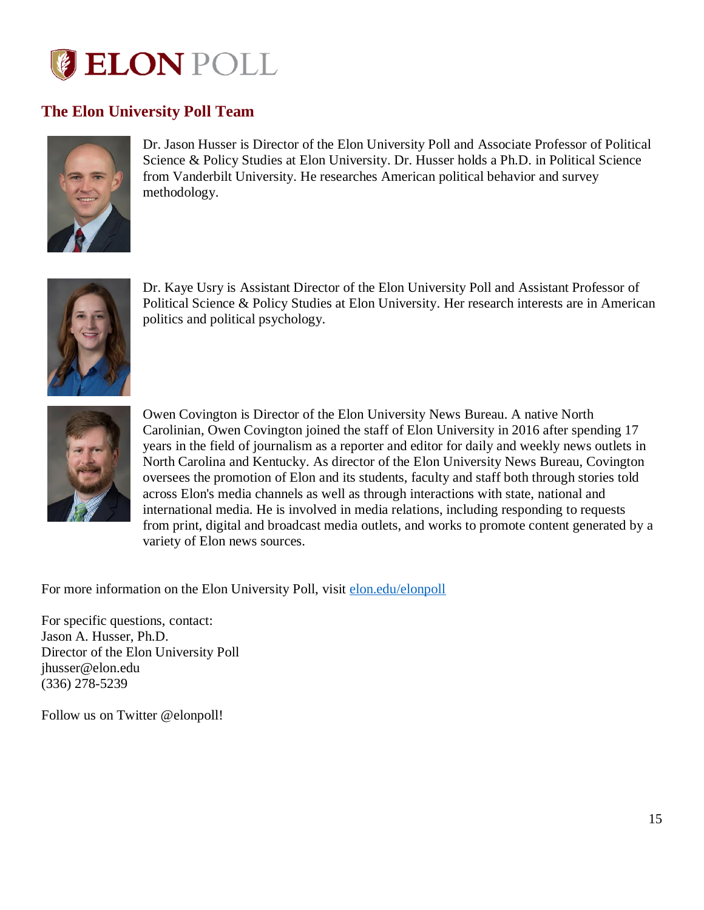# ELON POLL

## The Elon University Poll Team

Dr. Jason Husser is Director of the Elon University Poll and Associate Professor of Political Science & Policy Studies at Elon University. Dr. Husser holds a Ph.D. in Political Science from Vanderbilt University. He researches American political behavior and survey methodology.

Dr. Kaye Usry is Assistant Director of the Elon University Poll and Assistant Professor of Political Science & Policy Studies at Elon University. Her research interests are in American politics and political psychology.

Owen Covington is Director of the Elon University News Bureau. A native North Carolinian, Owen Covington joined the staff of Elon University in 2016 after spending 17 years in the field of journalism as a reporter and editor for daily and weekly news outlets in North Carolina and Kentucky. As director of the Elon University News Bureau, Covington oversees the promotion of Elon and its students, faculty and staff both through stories told across Elon's media channels as well as through interactions with state, national and international media. He is involved in media relations, including responding to requests from print, digital and broadcast media outlets, and works to promote content generated by a variety of Elon news sources.

For more information on the Elon University Poll, visit [elon.edu/elonpoll](elon.edu/elonpoll)

For specific questions, contact:
Jason A. Husser, Ph.D.
Director of the Elon University Poll
jhusser@elon.edu
(336) 278-5239

Follow us on Twitter @elonpoll!